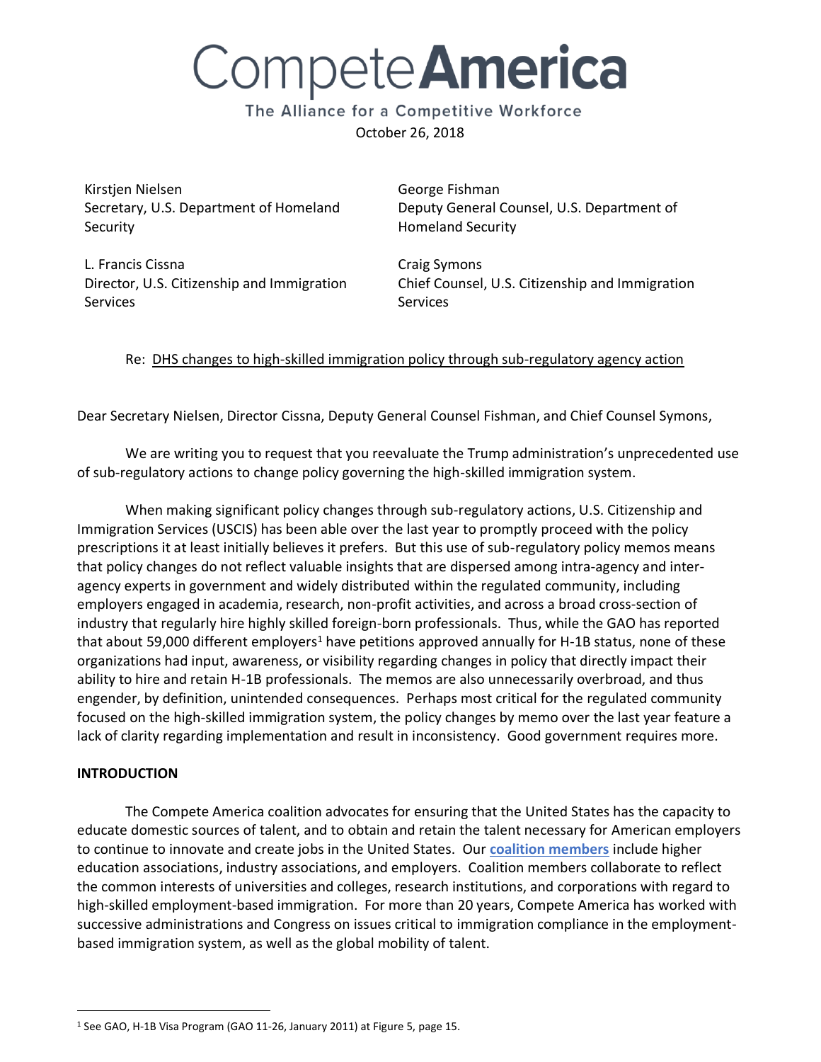# Compete**America**

The Alliance for a Competitive Workforce

October 26, 2018

Kirstjen Nielsen
Secretary, U.S. Department of Homeland Security

George Fishman
Deputy General Counsel, U.S. Department of Homeland Security

L. Francis Cissna
Director, U.S. Citizenship and Immigration Services

Craig Symons
Chief Counsel, U.S. Citizenship and Immigration Services

Re: DHS changes to high-skilled immigration policy through sub-regulatory agency action

Dear Secretary Nielsen, Director Cissna, Deputy General Counsel Fishman, and Chief Counsel Symons,

We are writing you to request that you reevaluate the Trump administration's unprecedented use of sub-regulatory actions to change policy governing the high-skilled immigration system.

When making significant policy changes through sub-regulatory actions, U.S. Citizenship and Immigration Services (USCIS) has been able over the last year to promptly proceed with the policy prescriptions it at least initially believes it prefers. But this use of sub-regulatory policy memos means that policy changes do not reflect valuable insights that are dispersed among intra-agency and inter-agency experts in government and widely distributed within the regulated community, including employers engaged in academia, research, non-profit activities, and across a broad cross-section of industry that regularly hire highly skilled foreign-born professionals. Thus, while the GAO has reported that about 59,000 different employers[1] have petitions approved annually for H-1B status, none of these organizations had input, awareness, or visibility regarding changes in policy that directly impact their ability to hire and retain H-1B professionals. The memos are also unnecessarily overbroad, and thus engender, by definition, unintended consequences. Perhaps most critical for the regulated community focused on the high-skilled immigration system, the policy changes by memo over the last year feature a lack of clarity regarding implementation and result in inconsistency. Good government requires more.

**INTRODUCTION**

The Compete America coalition advocates for ensuring that the United States has the capacity to educate domestic sources of talent, and to obtain and retain the talent necessary for American employers to continue to innovate and create jobs in the United States. Our **coalition members** include higher education associations, industry associations, and employers. Coalition members collaborate to reflect the common interests of universities and colleges, research institutions, and corporations with regard to high-skilled employment-based immigration. For more than 20 years, Compete America has worked with successive administrations and Congress on issues critical to immigration compliance in the employment-based immigration system, as well as the global mobility of talent.

---

[1] See GAO, H-1B Visa Program (GAO 11-26, January 2011) at Figure 5, page 15.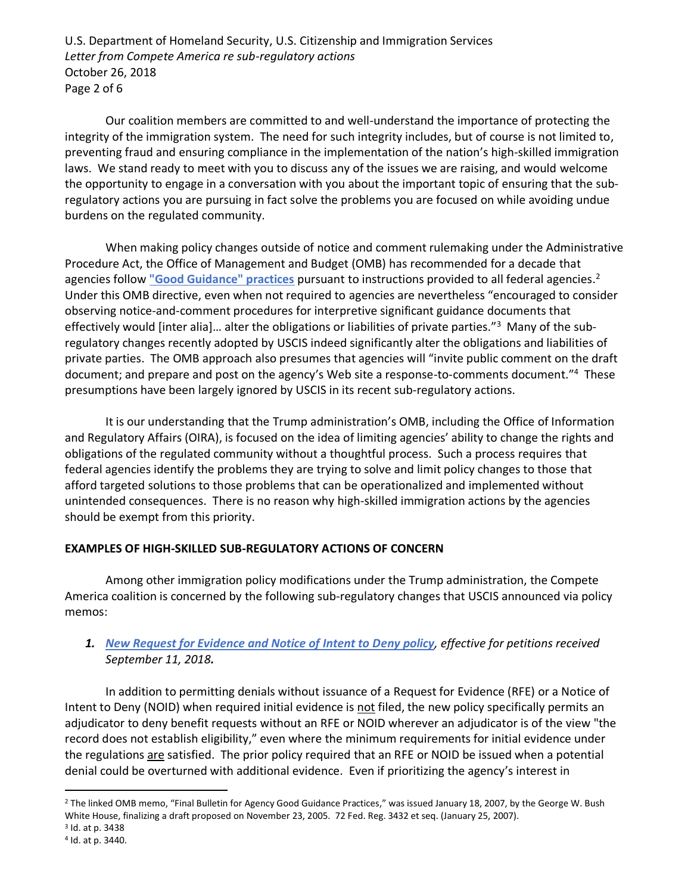Our coalition members are committed to and well-understand the importance of protecting the integrity of the immigration system. The need for such integrity includes, but of course is not limited to, preventing fraud and ensuring compliance in the implementation of the nation's high-skilled immigration laws. We stand ready to meet with you to discuss any of the issues we are raising, and would welcome the opportunity to engage in a conversation with you about the important topic of ensuring that the sub-regulatory actions you are pursuing in fact solve the problems you are focused on while avoiding undue burdens on the regulated community.

When making policy changes outside of notice and comment rulemaking under the Administrative Procedure Act, the Office of Management and Budget (OMB) has recommended for a decade that agencies follow **"Good Guidance" practices** pursuant to instructions provided to all federal agencies.[2] Under this OMB directive, even when not required to agencies are nevertheless "encouraged to consider observing notice-and-comment procedures for interpretive significant guidance documents that effectively would [inter alia]… alter the obligations or liabilities of private parties."[3] Many of the sub-regulatory changes recently adopted by USCIS indeed significantly alter the obligations and liabilities of private parties. The OMB approach also presumes that agencies will "invite public comment on the draft document; and prepare and post on the agency's Web site a response-to-comments document."[4] These presumptions have been largely ignored by USCIS in its recent sub-regulatory actions.

It is our understanding that the Trump administration's OMB, including the Office of Information and Regulatory Affairs (OIRA), is focused on the idea of limiting agencies' ability to change the rights and obligations of the regulated community without a thoughtful process. Such a process requires that federal agencies identify the problems they are trying to solve and limit policy changes to those that afford targeted solutions to those problems that can be operationalized and implemented without unintended consequences. There is no reason why high-skilled immigration actions by the agencies should be exempt from this priority.

**EXAMPLES OF HIGH-SKILLED SUB-REGULATORY ACTIONS OF CONCERN**

Among other immigration policy modifications under the Trump administration, the Compete America coalition is concerned by the following sub-regulatory changes that USCIS announced via policy memos:

1. ***New Request for Evidence and Notice of Intent to Deny policy**, effective for petitions received September 11, 2018.*

In addition to permitting denials without issuance of a Request for Evidence (RFE) or a Notice of Intent to Deny (NOID) when required initial evidence is not filed, the new policy specifically permits an adjudicator to deny benefit requests without an RFE or NOID wherever an adjudicator is of the view "the record does not establish eligibility," even where the minimum requirements for initial evidence under the regulations are satisfied. The prior policy required that an RFE or NOID be issued when a potential denial could be overturned with additional evidence. Even if prioritizing the agency's interest in

---

[2] The linked OMB memo, "Final Bulletin for Agency Good Guidance Practices," was issued January 18, 2007, by the George W. Bush White House, finalizing a draft proposed on November 23, 2005. 72 Fed. Reg. 3432 et seq. (January 25, 2007).

[3] Id. at p. 3438

[4] Id. at p. 3440.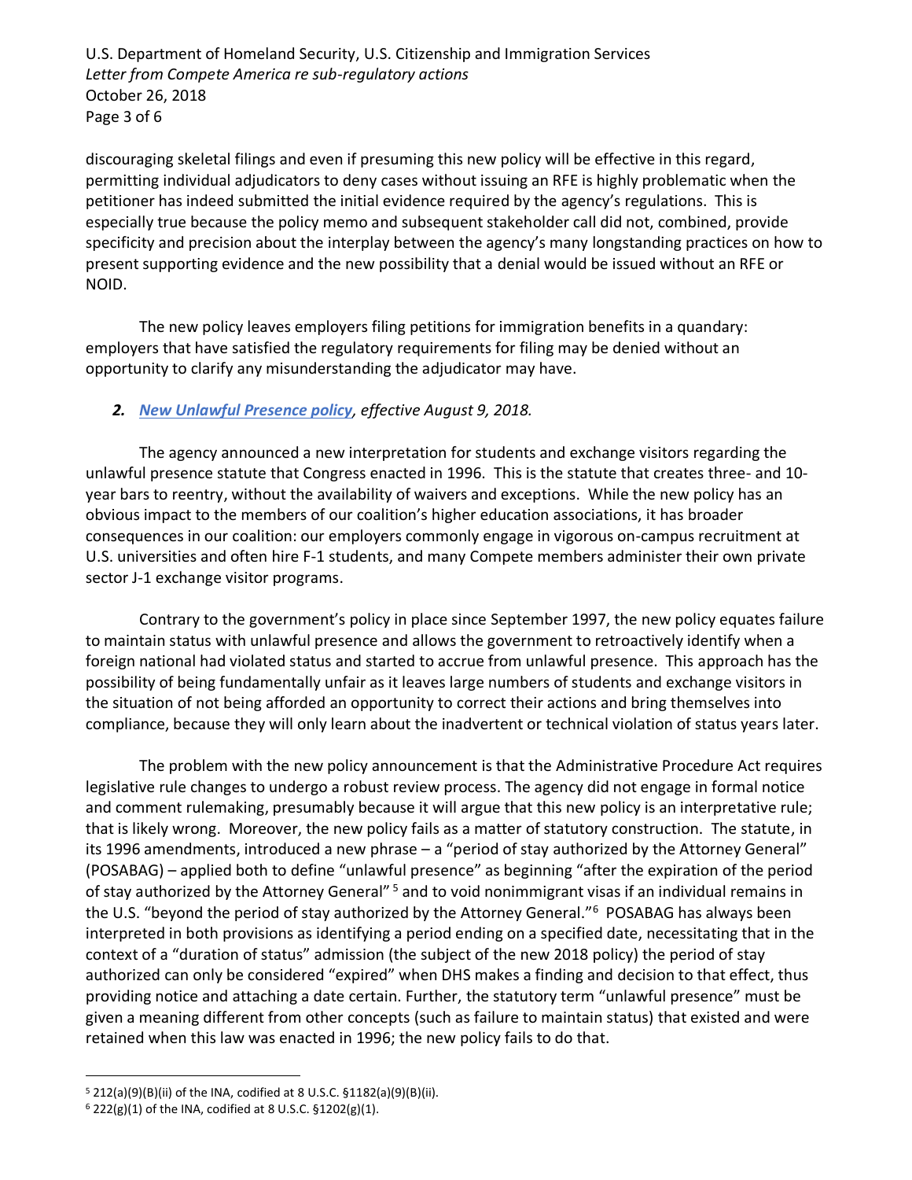discouraging skeletal filings and even if presuming this new policy will be effective in this regard, permitting individual adjudicators to deny cases without issuing an RFE is highly problematic when the petitioner has indeed submitted the initial evidence required by the agency's regulations. This is especially true because the policy memo and subsequent stakeholder call did not, combined, provide specificity and precision about the interplay between the agency's many longstanding practices on how to present supporting evidence and the new possibility that a denial would be issued without an RFE or NOID.

The new policy leaves employers filing petitions for immigration benefits in a quandary: employers that have satisfied the regulatory requirements for filing may be denied without an opportunity to clarify any misunderstanding the adjudicator may have.

***2. New Unlawful Presence policy, effective August 9, 2018.***

The agency announced a new interpretation for students and exchange visitors regarding the unlawful presence statute that Congress enacted in 1996. This is the statute that creates three- and 10-year bars to reentry, without the availability of waivers and exceptions. While the new policy has an obvious impact to the members of our coalition's higher education associations, it has broader consequences in our coalition: our employers commonly engage in vigorous on-campus recruitment at U.S. universities and often hire F-1 students, and many Compete members administer their own private sector J-1 exchange visitor programs.

Contrary to the government's policy in place since September 1997, the new policy equates failure to maintain status with unlawful presence and allows the government to retroactively identify when a foreign national had violated status and started to accrue from unlawful presence. This approach has the possibility of being fundamentally unfair as it leaves large numbers of students and exchange visitors in the situation of not being afforded an opportunity to correct their actions and bring themselves into compliance, because they will only learn about the inadvertent or technical violation of status years later.

The problem with the new policy announcement is that the Administrative Procedure Act requires legislative rule changes to undergo a robust review process. The agency did not engage in formal notice and comment rulemaking, presumably because it will argue that this new policy is an interpretative rule; that is likely wrong. Moreover, the new policy fails as a matter of statutory construction. The statute, in its 1996 amendments, introduced a new phrase – a "period of stay authorized by the Attorney General" (POSABAG) – applied both to define "unlawful presence" as beginning "after the expiration of the period of stay authorized by the Attorney General" [5] and to void nonimmigrant visas if an individual remains in the U.S. "beyond the period of stay authorized by the Attorney General."[6] POSABAG has always been interpreted in both provisions as identifying a period ending on a specified date, necessitating that in the context of a "duration of status" admission (the subject of the new 2018 policy) the period of stay authorized can only be considered "expired" when DHS makes a finding and decision to that effect, thus providing notice and attaching a date certain. Further, the statutory term "unlawful presence" must be given a meaning different from other concepts (such as failure to maintain status) that existed and were retained when this law was enacted in 1996; the new policy fails to do that.

[5] 212(a)(9)(B)(ii) of the INA, codified at 8 U.S.C. §1182(a)(9)(B)(ii).

[6] 222(g)(1) of the INA, codified at 8 U.S.C. §1202(g)(1).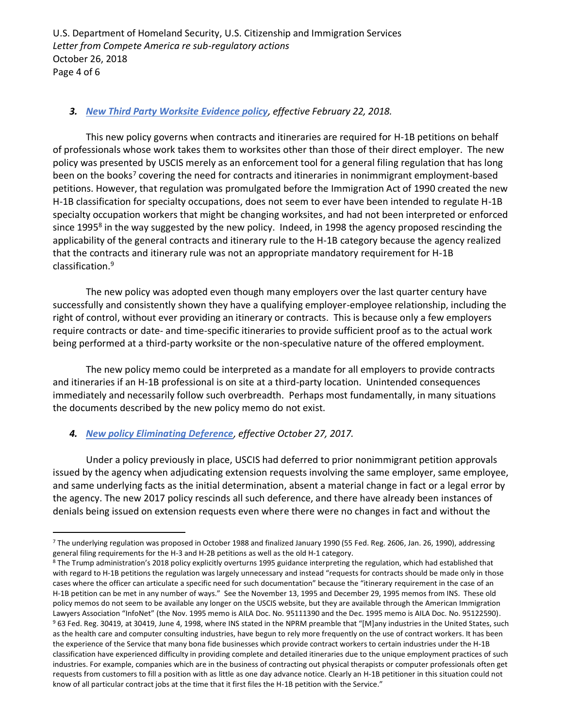### *3. [New Third Party Worksite Evidence policy](), effective February 22, 2018.*

This new policy governs when contracts and itineraries are required for H-1B petitions on behalf of professionals whose work takes them to worksites other than those of their direct employer. The new policy was presented by USCIS merely as an enforcement tool for a general filing regulation that has long been on the books[7] covering the need for contracts and itineraries in nonimmigrant employment-based petitions. However, that regulation was promulgated before the Immigration Act of 1990 created the new H-1B classification for specialty occupations, does not seem to ever have been intended to regulate H-1B specialty occupation workers that might be changing worksites, and had not been interpreted or enforced since 1995[8] in the way suggested by the new policy. Indeed, in 1998 the agency proposed rescinding the applicability of the general contracts and itinerary rule to the H-1B category because the agency realized that the contracts and itinerary rule was not an appropriate mandatory requirement for H-1B classification.[9]

The new policy was adopted even though many employers over the last quarter century have successfully and consistently shown they have a qualifying employer-employee relationship, including the right of control, without ever providing an itinerary or contracts. This is because only a few employers require contracts or date- and time-specific itineraries to provide sufficient proof as to the actual work being performed at a third-party worksite or the non-speculative nature of the offered employment.

The new policy memo could be interpreted as a mandate for all employers to provide contracts and itineraries if an H-1B professional is on site at a third-party location. Unintended consequences immediately and necessarily follow such overbreadth. Perhaps most fundamentally, in many situations the documents described by the new policy memo do not exist.

### *4. [New policy Eliminating Deference](), effective October 27, 2017.*

Under a policy previously in place, USCIS had deferred to prior nonimmigrant petition approvals issued by the agency when adjudicating extension requests involving the same employer, same employee, and same underlying facts as the initial determination, absent a material change in fact or a legal error by the agency. The new 2017 policy rescinds all such deference, and there have already been instances of denials being issued on extension requests even where there were no changes in fact and without the

---

[7] The underlying regulation was proposed in October 1988 and finalized January 1990 (55 Fed. Reg. 2606, Jan. 26, 1990), addressing general filing requirements for the H-3 and H-2B petitions as well as the old H-1 category.

[8] The Trump administration's 2018 policy explicitly overturns 1995 guidance interpreting the regulation, which had established that with regard to H-1B petitions the regulation was largely unnecessary and instead "requests for contracts should be made only in those cases where the officer can articulate a specific need for such documentation" because the "itinerary requirement in the case of an H-1B petition can be met in any number of ways." See the November 13, 1995 and December 29, 1995 memos from INS. These old policy memos do not seem to be available any longer on the USCIS website, but they are available through the American Immigration Lawyers Association "InfoNet" (the Nov. 1995 memo is AILA Doc. No. 95111390 and the Dec. 1995 memo is AILA Doc. No. 95122590).

[9] 63 Fed. Reg. 30419, at 30419, June 4, 1998, where INS stated in the NPRM preamble that "[M]any industries in the United States, such as the health care and computer consulting industries, have begun to rely more frequently on the use of contract workers. It has been the experience of the Service that many bona fide businesses which provide contract workers to certain industries under the H-1B classification have experienced difficulty in providing complete and detailed itineraries due to the unique employment practices of such industries. For example, companies which are in the business of contracting out physical therapists or computer professionals often get requests from customers to fill a position with as little as one day advance notice. Clearly an H-1B petitioner in this situation could not know of all particular contract jobs at the time that it first files the H-1B petition with the Service."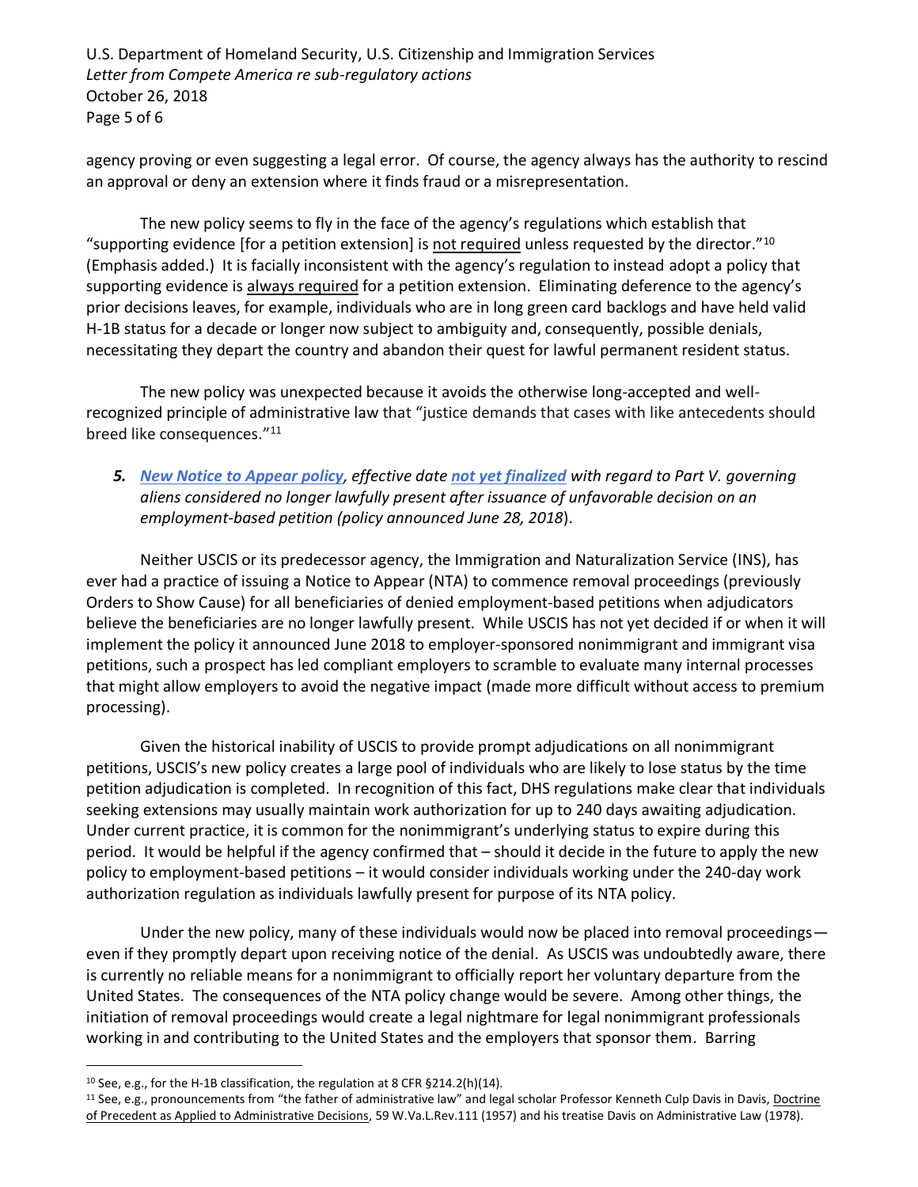agency proving or even suggesting a legal error. Of course, the agency always has the authority to rescind an approval or deny an extension where it finds fraud or a misrepresentation.

The new policy seems to fly in the face of the agency's regulations which establish that "supporting evidence [for a petition extension] is not required unless requested by the director."[10] (Emphasis added.) It is facially inconsistent with the agency's regulation to instead adopt a policy that supporting evidence is always required for a petition extension. Eliminating deference to the agency's prior decisions leaves, for example, individuals who are in long green card backlogs and have held valid H-1B status for a decade or longer now subject to ambiguity and, consequently, possible denials, necessitating they depart the country and abandon their quest for lawful permanent resident status.

The new policy was unexpected because it avoids the otherwise long-accepted and well-recognized principle of administrative law that "justice demands that cases with like antecedents should breed like consequences."[11]

***5. New Notice to Appear policy**, effective date **not yet finalized** with regard to Part V. governing aliens considered no longer lawfully present after issuance of unfavorable decision on an employment-based petition (policy announced June 28, 2018).*

Neither USCIS or its predecessor agency, the Immigration and Naturalization Service (INS), has ever had a practice of issuing a Notice to Appear (NTA) to commence removal proceedings (previously Orders to Show Cause) for all beneficiaries of denied employment-based petitions when adjudicators believe the beneficiaries are no longer lawfully present. While USCIS has not yet decided if or when it will implement the policy it announced June 2018 to employer-sponsored nonimmigrant and immigrant visa petitions, such a prospect has led compliant employers to scramble to evaluate many internal processes that might allow employers to avoid the negative impact (made more difficult without access to premium processing).

Given the historical inability of USCIS to provide prompt adjudications on all nonimmigrant petitions, USCIS's new policy creates a large pool of individuals who are likely to lose status by the time petition adjudication is completed. In recognition of this fact, DHS regulations make clear that individuals seeking extensions may usually maintain work authorization for up to 240 days awaiting adjudication. Under current practice, it is common for the nonimmigrant's underlying status to expire during this period. It would be helpful if the agency confirmed that – should it decide in the future to apply the new policy to employment-based petitions – it would consider individuals working under the 240-day work authorization regulation as individuals lawfully present for purpose of its NTA policy.

Under the new policy, many of these individuals would now be placed into removal proceedings—even if they promptly depart upon receiving notice of the denial. As USCIS was undoubtedly aware, there is currently no reliable means for a nonimmigrant to officially report her voluntary departure from the United States. The consequences of the NTA policy change would be severe. Among other things, the initiation of removal proceedings would create a legal nightmare for legal nonimmigrant professionals working in and contributing to the United States and the employers that sponsor them. Barring

---

[10] See, e.g., for the H-1B classification, the regulation at 8 CFR §214.2(h)(14).

[11] See, e.g., pronouncements from "the father of administrative law" and legal scholar Professor Kenneth Culp Davis in Davis, Doctrine of Precedent as Applied to Administrative Decisions, 59 W.Va.L.Rev.111 (1957) and his treatise Davis on Administrative Law (1978).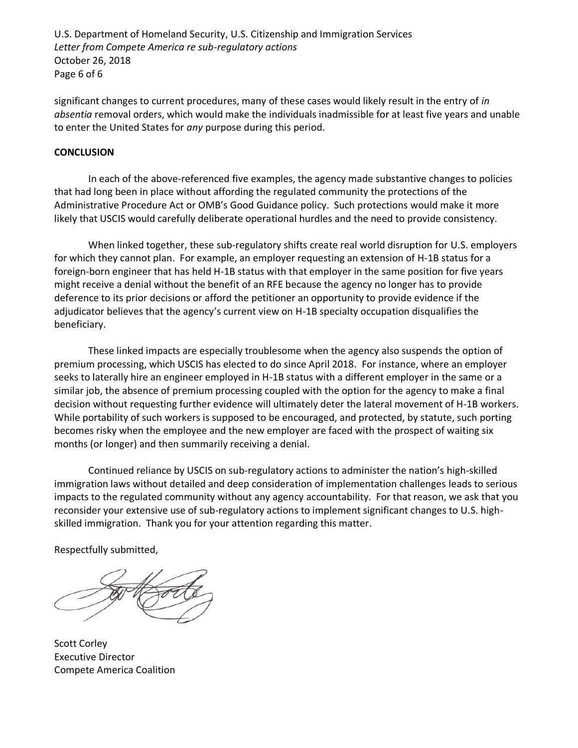significant changes to current procedures, many of these cases would likely result in the entry of *in absentia* removal orders, which would make the individuals inadmissible for at least five years and unable to enter the United States for *any* purpose during this period.

**CONCLUSION**

In each of the above-referenced five examples, the agency made substantive changes to policies that had long been in place without affording the regulated community the protections of the Administrative Procedure Act or OMB's Good Guidance policy. Such protections would make it more likely that USCIS would carefully deliberate operational hurdles and the need to provide consistency.

When linked together, these sub-regulatory shifts create real world disruption for U.S. employers for which they cannot plan. For example, an employer requesting an extension of H-1B status for a foreign-born engineer that has held H-1B status with that employer in the same position for five years might receive a denial without the benefit of an RFE because the agency no longer has to provide deference to its prior decisions or afford the petitioner an opportunity to provide evidence if the adjudicator believes that the agency's current view on H-1B specialty occupation disqualifies the beneficiary.

These linked impacts are especially troublesome when the agency also suspends the option of premium processing, which USCIS has elected to do since April 2018. For instance, where an employer seeks to laterally hire an engineer employed in H-1B status with a different employer in the same or a similar job, the absence of premium processing coupled with the option for the agency to make a final decision without requesting further evidence will ultimately deter the lateral movement of H-1B workers. While portability of such workers is supposed to be encouraged, and protected, by statute, such porting becomes risky when the employee and the new employer are faced with the prospect of waiting six months (or longer) and then summarily receiving a denial.

Continued reliance by USCIS on sub-regulatory actions to administer the nation's high-skilled immigration laws without detailed and deep consideration of implementation challenges leads to serious impacts to the regulated community without any agency accountability. For that reason, we ask that you reconsider your extensive use of sub-regulatory actions to implement significant changes to U.S. high-skilled immigration. Thank you for your attention regarding this matter.

Respectfully submitted,

Scott Corley
Executive Director
Compete America Coalition